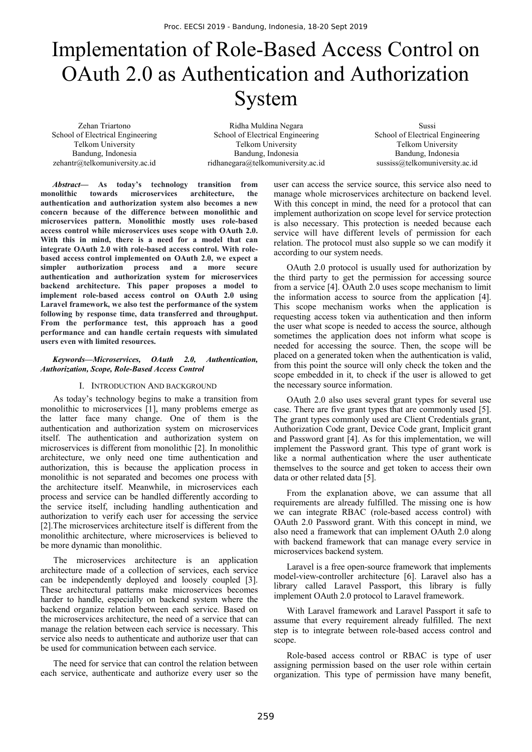# Implementation of Role-Based Access Control on OAuth 2.0 as Authentication and Authorization System

Zehan Triartono
School of Electrical Engineering
Telkom University
Bandung, Indonesia
zehantr@telkomuniversity.ac.id

Ridha Muldina Negara
School of Electrical Engineering
Telkom University
Bandung, Indonesia
ridhanegara@telkomuniversity.ac.id

Sussi
School of Electrical Engineering
Telkom University
Bandung, Indonesia
sussiss@telkomuniversity.ac.id

***Abstract*— As today's technology transition from monolithic towards microservices architecture, the authentication and authorization system also becomes a new concern because of the difference between monolithic and microservices pattern. Monolithic mostly uses role-based access control while microservices uses scope with OAuth 2.0. With this in mind, there is a need for a model that can integrate OAuth 2.0 with role-based access control. With role-based access control implemented on OAuth 2.0, we expect a simpler authorization process and a more secure authentication and authorization system for microservices backend architecture. This paper proposes a model to implement role-based access control on OAuth 2.0 using Laravel framework, we also test the performance of the system following by response time, data transferred and throughput. From the performance test, this approach has a good performance and can handle certain requests with simulated users even with limited resources.**

***Keywords—Microservices, OAuth 2.0, Authentication, Authorization, Scope, Role-Based Access Control***

## I. Introduction And background

As today's technology begins to make a transition from monolithic to microservices [1], many problems emerge as the latter face many change. One of them is the authentication and authorization system on microservices itself. The authentication and authorization system on microservices is different from monolithic [2]. In monolithic architecture, we only need one time authentication and authorization, this is because the application process in monolithic is not separated and becomes one process with the architecture itself. Meanwhile, in microservices each process and service can be handled differently according to the service itself, including handling authentication and authorization to verify each user for accessing the service [2].The microservices architecture itself is different from the monolithic architecture, where microservices is believed to be more dynamic than monolithic.

The microservices architecture is an application architecture made of a collection of services, each service can be independently deployed and loosely coupled [3]. These architectural patterns make microservices becomes harder to handle, especially on backend system where the backend organize relation between each service. Based on the microservices architecture, the need of a service that can manage the relation between each service is necessary. This service also needs to authenticate and authorize user that can be used for communication between each service.

The need for service that can control the relation between each service, authenticate and authorize every user so the user can access the service source, this service also need to manage whole microservices architecture on backend level. With this concept in mind, the need for a protocol that can implement authorization on scope level for service protection is also necessary. This protection is needed because each service will have different levels of permission for each relation. The protocol must also supple so we can modify it according to our system needs.

OAuth 2.0 protocol is usually used for authorization by the third party to get the permission for accessing source from a service [4]. OAuth 2.0 uses scope mechanism to limit the information access to source from the application [4]. This scope mechanism works when the application is requesting access token via authentication and then inform the user what scope is needed to access the source, although sometimes the application does not inform what scope is needed for accessing the source. Then, the scope will be placed on a generated token when the authentication is valid, from this point the source will only check the token and the scope embedded in it, to check if the user is allowed to get the necessary source information.

OAuth 2.0 also uses several grant types for several use case. There are five grant types that are commonly used [5]. The grant types commonly used are Client Credentials grant, Authorization Code grant, Device Code grant, Implicit grant and Password grant [4]. As for this implementation, we will implement the Password grant. This type of grant work is like a normal authentication where the user authenticate themselves to the source and get token to access their own data or other related data [5].

From the explanation above, we can assume that all requirements are already fulfilled. The missing one is how we can integrate RBAC (role-based access control) with OAuth 2.0 Password grant. With this concept in mind, we also need a framework that can implement OAuth 2.0 along with backend framework that can manage every service in microservices backend system.

Laravel is a free open-source framework that implements model-view-controller architecture [6]. Laravel also has a library called Laravel Passport, this library is fully implement OAuth 2.0 protocol to Laravel framework.

With Laravel framework and Laravel Passport it safe to assume that every requirement already fulfilled. The next step is to integrate between role-based access control and scope.

Role-based access control or RBAC is type of user assigning permission based on the user role within certain organization. This type of permission have many benefit,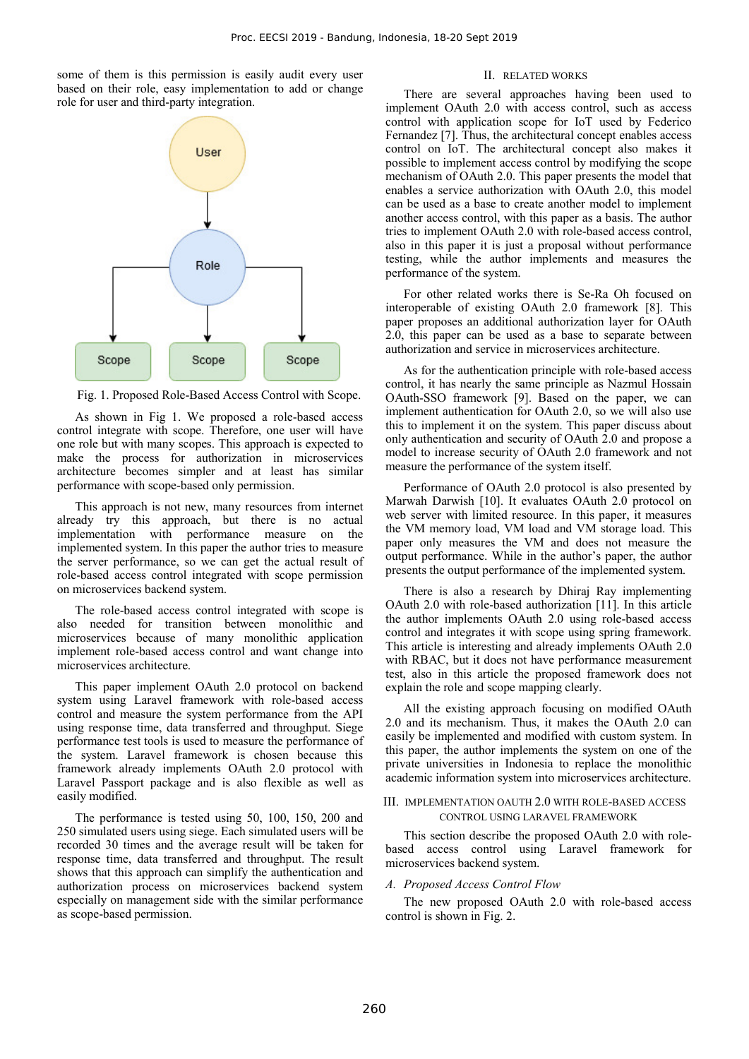some of them is this permission is easily audit every user based on their role, easy implementation to add or change role for user and third-party integration.

Fig. 1. Proposed Role-Based Access Control with Scope.

As shown in Fig 1. We proposed a role-based access control integrate with scope. Therefore, one user will have one role but with many scopes. This approach is expected to make the process for authorization in microservices architecture becomes simpler and at least has similar performance with scope-based only permission.

This approach is not new, many resources from internet already try this approach, but there is no actual implementation with performance measure on the implemented system. In this paper the author tries to measure the server performance, so we can get the actual result of role-based access control integrated with scope permission on microservices backend system.

The role-based access control integrated with scope is also needed for transition between monolithic and microservices because of many monolithic application implement role-based access control and want change into microservices architecture.

This paper implement OAuth 2.0 protocol on backend system using Laravel framework with role-based access control and measure the system performance from the API using response time, data transferred and throughput. Siege performance test tools is used to measure the performance of the system. Laravel framework is chosen because this framework already implements OAuth 2.0 protocol with Laravel Passport package and is also flexible as well as easily modified.

The performance is tested using 50, 100, 150, 200 and 250 simulated users using siege. Each simulated users will be recorded 30 times and the average result will be taken for response time, data transferred and throughput. The result shows that this approach can simplify the authentication and authorization process on microservices backend system especially on management side with the similar performance as scope-based permission.

## II. Related Works

There are several approaches having been used to implement OAuth 2.0 with access control, such as access control with application scope for IoT used by Federico Fernandez [7]. Thus, the architectural concept enables access control on IoT. The architectural concept also makes it possible to implement access control by modifying the scope mechanism of OAuth 2.0. This paper presents the model that enables a service authorization with OAuth 2.0, this model can be used as a base to create another model to implement another access control, with this paper as a basis. The author tries to implement OAuth 2.0 with role-based access control, also in this paper it is just a proposal without performance testing, while the author implements and measures the performance of the system.

For other related works there is Se-Ra Oh focused on interoperable of existing OAuth 2.0 framework [8]. This paper proposes an additional authorization layer for OAuth 2.0, this paper can be used as a base to separate between authorization and service in microservices architecture.

As for the authentication principle with role-based access control, it has nearly the same principle as Nazmul Hossain OAuth-SSO framework [9]. Based on the paper, we can implement authentication for OAuth 2.0, so we will also use this to implement it on the system. This paper discuss about only authentication and security of OAuth 2.0 and propose a model to increase security of OAuth 2.0 framework and not measure the performance of the system itself.

Performance of OAuth 2.0 protocol is also presented by Marwah Darwish [10]. It evaluates OAuth 2.0 protocol on web server with limited resource. In this paper, it measures the VM memory load, VM load and VM storage load. This paper only measures the VM and does not measure the output performance. While in the author's paper, the author presents the output performance of the implemented system.

There is also a research by Dhiraj Ray implementing OAuth 2.0 with role-based authorization [11]. In this article the author implements OAuth 2.0 using role-based access control and integrates it with scope using spring framework. This article is interesting and already implements OAuth 2.0 with RBAC, but it does not have performance measurement test, also in this article the proposed framework does not explain the role and scope mapping clearly.

All the existing approach focusing on modified OAuth 2.0 and its mechanism. Thus, it makes the OAuth 2.0 can easily be implemented and modified with custom system. In this paper, the author implements the system on one of the private universities in Indonesia to replace the monolithic academic information system into microservices architecture.

## III. Implementation OAuth 2.0 with Role-Based Access Control Using Laravel Framework

This section describe the proposed OAuth 2.0 with role-based access control using Laravel framework for microservices backend system.

### *A. Proposed Access Control Flow*

The new proposed OAuth 2.0 with role-based access control is shown in Fig. 2.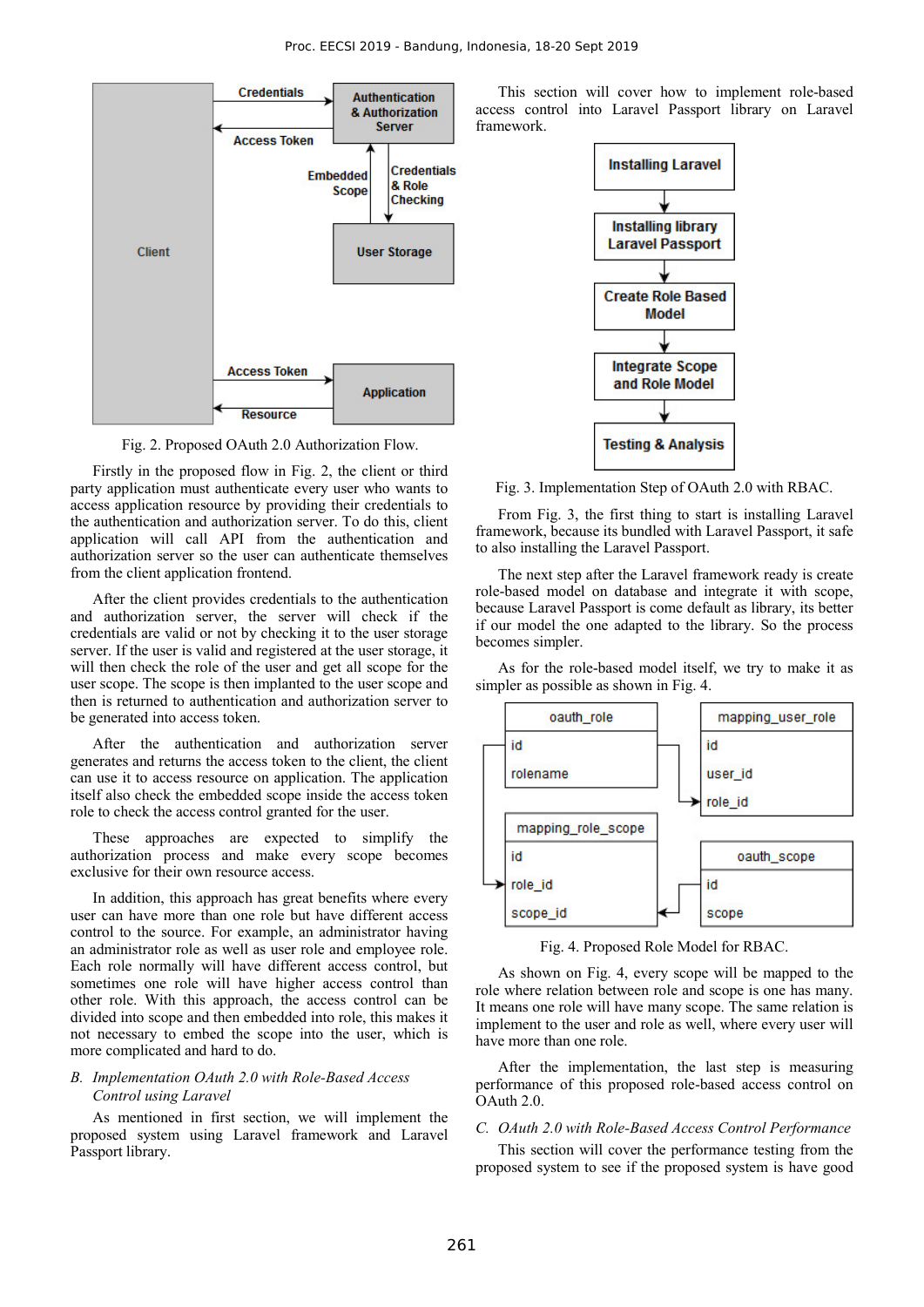Fig. 2. Proposed OAuth 2.0 Authorization Flow.

Firstly in the proposed flow in Fig. 2, the client or third party application must authenticate every user who wants to access application resource by providing their credentials to the authentication and authorization server. To do this, client application will call API from the authentication and authorization server so the user can authenticate themselves from the client application frontend.

After the client provides credentials to the authentication and authorization server, the server will check if the credentials are valid or not by checking it to the user storage server. If the user is valid and registered at the user storage, it will then check the role of the user and get all scope for the user scope. The scope is then implanted to the user scope and then is returned to authentication and authorization server to be generated into access token.

After the authentication and authorization server generates and returns the access token to the client, the client can use it to access resource on application. The application itself also check the embedded scope inside the access token role to check the access control granted for the user.

These approaches are expected to simplify the authorization process and make every scope becomes exclusive for their own resource access.

In addition, this approach has great benefits where every user can have more than one role but have different access control to the source. For example, an administrator having an administrator role as well as user role and employee role. Each role normally will have different access control, but sometimes one role will have higher access control than other role. With this approach, the access control can be divided into scope and then embedded into role, this makes it not necessary to embed the scope into the user, which is more complicated and hard to do.

### *B. Implementation OAuth 2.0 with Role-Based Access Control using Laravel*

As mentioned in first section, we will implement the proposed system using Laravel framework and Laravel Passport library.

This section will cover how to implement role-based access control into Laravel Passport library on Laravel framework.

Fig. 3. Implementation Step of OAuth 2.0 with RBAC.

From Fig. 3, the first thing to start is installing Laravel framework, because its bundled with Laravel Passport, it safe to also installing the Laravel Passport.

The next step after the Laravel framework ready is create role-based model on database and integrate it with scope, because Laravel Passport is come default as library, its better if our model the one adapted to the library. So the process becomes simpler.

As for the role-based model itself, we try to make it as simpler as possible as shown in Fig. 4.

Fig. 4. Proposed Role Model for RBAC.

As shown on Fig. 4, every scope will be mapped to the role where relation between role and scope is one has many. It means one role will have many scope. The same relation is implement to the user and role as well, where every user will have more than one role.

After the implementation, the last step is measuring performance of this proposed role-based access control on OAuth 2.0.

### *C. OAuth 2.0 with Role-Based Access Control Performance*

This section will cover the performance testing from the proposed system to see if the proposed system is have good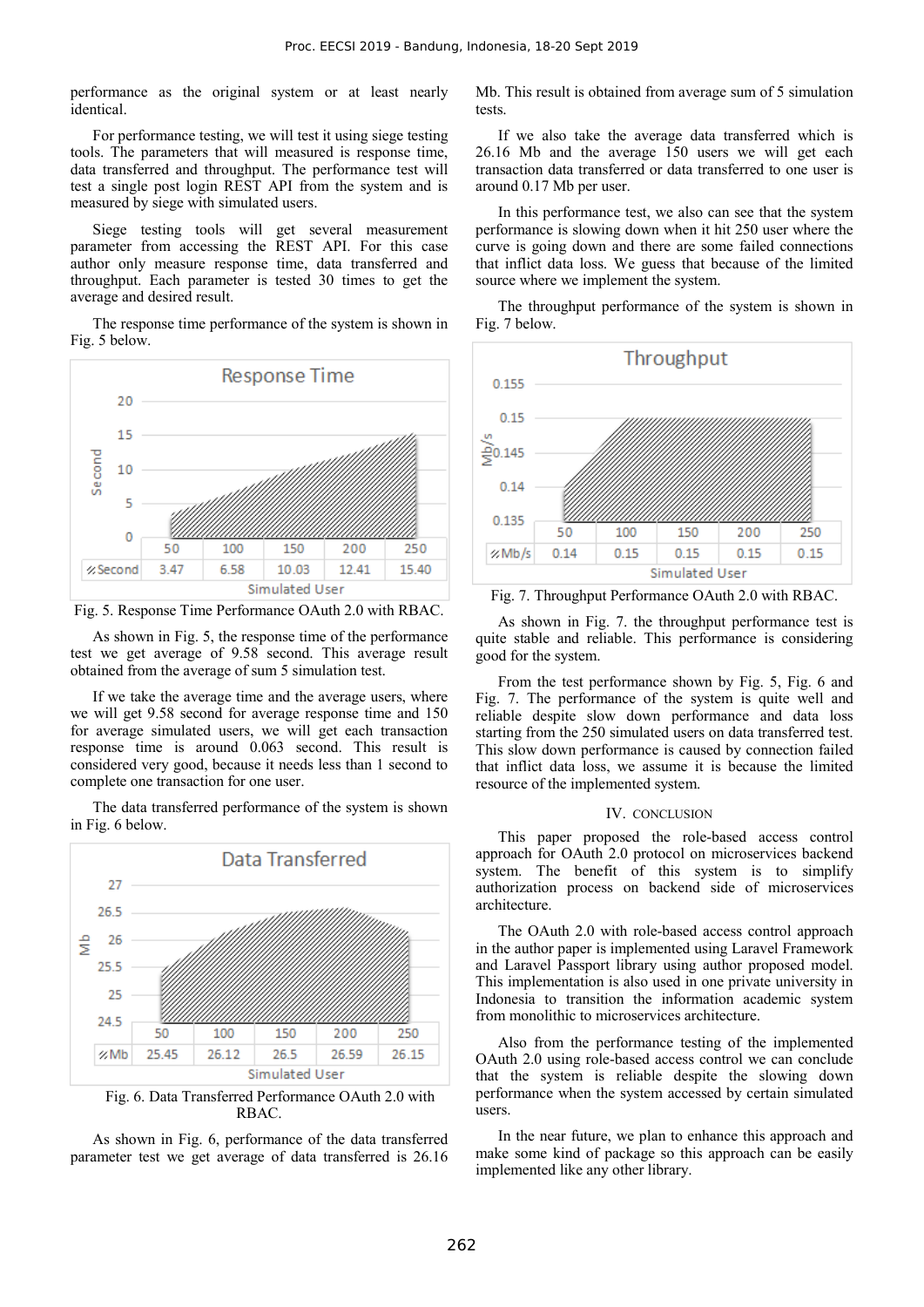performance as the original system or at least nearly identical.

For performance testing, we will test it using siege testing tools. The parameters that will measured is response time, data transferred and throughput. The performance test will test a single post login REST API from the system and is measured by siege with simulated users.

Siege testing tools will get several measurement parameter from accessing the REST API. For this case author only measure response time, data transferred and throughput. Each parameter is tested 30 times to get the average and desired result.

The response time performance of the system is shown in Fig. 5 below.

| Simulated User | 50 | 100 | 150 | 200 | 250 |
|---|---|---|---|---|---|
| Second | 3.47 | 6.58 | 10.03 | 12.41 | 15.40 |

Fig. 5. Response Time Performance OAuth 2.0 with RBAC.

As shown in Fig. 5, the response time of the performance test we get average of 9.58 second. This average result obtained from the average of sum 5 simulation test.

If we take the average time and the average users, where we will get 9.58 second for average response time and 150 for average simulated users, we will get each transaction response time is around 0.063 second. This result is considered very good, because it needs less than 1 second to complete one transaction for one user.

The data transferred performance of the system is shown in Fig. 6 below.

| Simulated User | 50 | 100 | 150 | 200 | 250 |
|---|---|---|---|---|---|
| Mb | 25.45 | 26.12 | 26.5 | 26.59 | 26.15 |

Fig. 6. Data Transferred Performance OAuth 2.0 with RBAC.

As shown in Fig. 6, performance of the data transferred parameter test we get average of data transferred is 26.16 Mb. This result is obtained from average sum of 5 simulation tests.

If we also take the average data transferred which is 26.16 Mb and the average 150 users we will get each transaction data transferred or data transferred to one user is around 0.17 Mb per user.

In this performance test, we also can see that the system performance is slowing down when it hit 250 user where the curve is going down and there are some failed connections that inflict data loss. We guess that because of the limited source where we implement the system.

The throughput performance of the system is shown in Fig. 7 below.

| Simulated User | 50 | 100 | 150 | 200 | 250 |
|---|---|---|---|---|---|
| Mb/s | 0.14 | 0.15 | 0.15 | 0.15 | 0.15 |

Fig. 7. Throughput Performance OAuth 2.0 with RBAC.

As shown in Fig. 7. the throughput performance test is quite stable and reliable. This performance is considering good for the system.

From the test performance shown by Fig. 5, Fig. 6 and Fig. 7. The performance of the system is quite well and reliable despite slow down performance and data loss starting from the 250 simulated users on data transferred test. This slow down performance is caused by connection failed that inflict data loss, we assume it is because the limited resource of the implemented system.

## IV. CONCLUSION

This paper proposed the role-based access control approach for OAuth 2.0 protocol on microservices backend system. The benefit of this system is to simplify authorization process on backend side of microservices architecture.

The OAuth 2.0 with role-based access control approach in the author paper is implemented using Laravel Framework and Laravel Passport library using author proposed model. This implementation is also used in one private university in Indonesia to transition the information academic system from monolithic to microservices architecture.

Also from the performance testing of the implemented OAuth 2.0 using role-based access control we can conclude that the system is reliable despite the slowing down performance when the system accessed by certain simulated users.

In the near future, we plan to enhance this approach and make some kind of package so this approach can be easily implemented like any other library.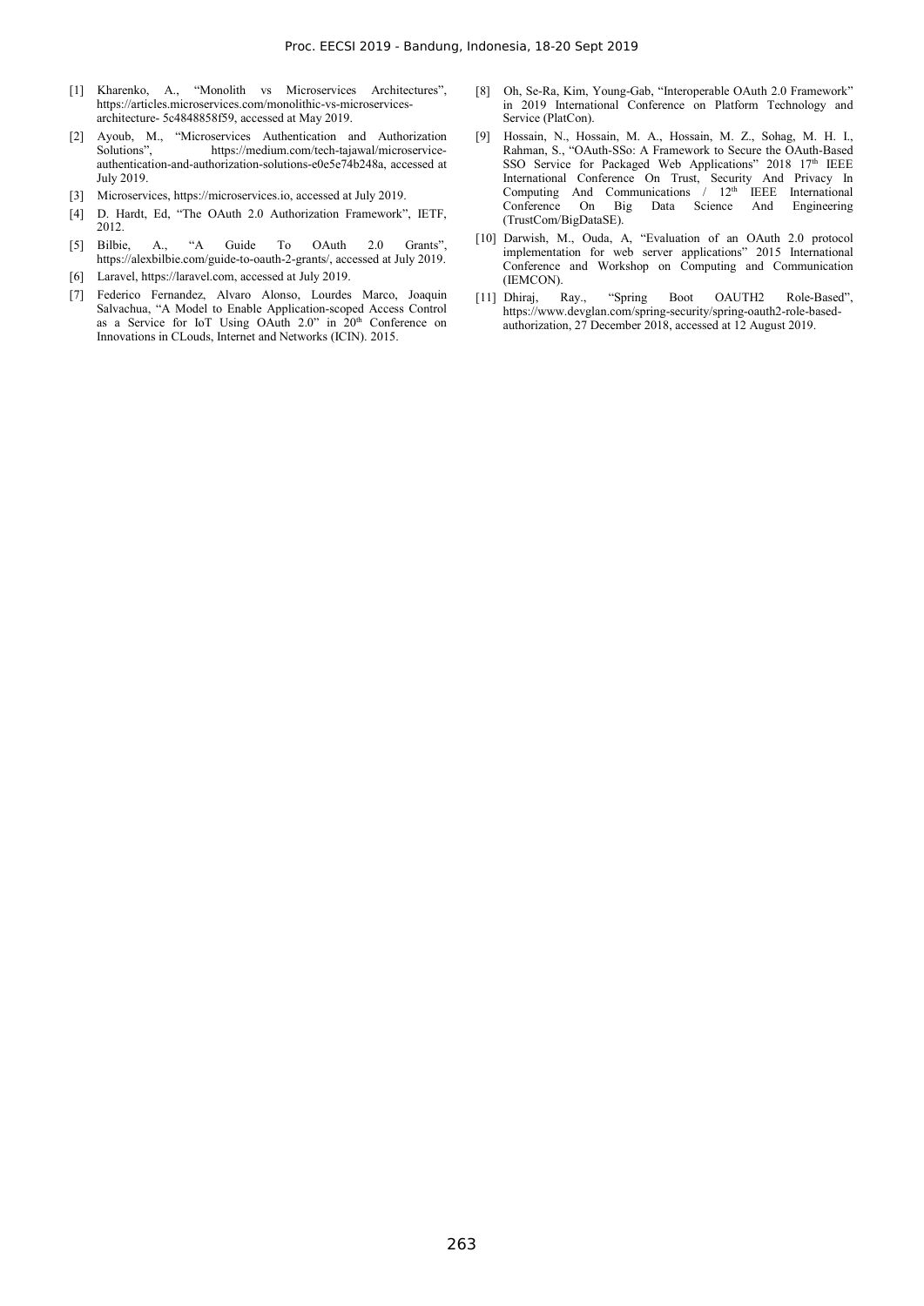[1] Kharenko, A., "Monolith vs Microservices Architectures", https://articles.microservices.com/monolithic-vs-microservices-architecture- 5c4848858f59, accessed at May 2019.

[2] Ayoub, M., "Microservices Authentication and Authorization Solutions", https://medium.com/tech-tajawal/microservice-authentication-and-authorization-solutions-e0e5e74b248a, accessed at July 2019.

[3] Microservices, https://microservices.io, accessed at July 2019.

[4] D. Hardt, Ed, "The OAuth 2.0 Authorization Framework", IETF, 2012.

[5] Bilbie, A., "A Guide To OAuth 2.0 Grants", https://alexbilbie.com/guide-to-oauth-2-grants/, accessed at July 2019.

[6] Laravel, https://laravel.com, accessed at July 2019.

[7] Federico Fernandez, Alvaro Alonso, Lourdes Marco, Joaquin Salvachua, "A Model to Enable Application-scoped Access Control as a Service for IoT Using OAuth 2.0" in 20th Conference on Innovations in CLouds, Internet and Networks (ICIN). 2015.

[8] Oh, Se-Ra, Kim, Young-Gab, "Interoperable OAuth 2.0 Framework" in 2019 International Conference on Platform Technology and Service (PlatCon).

[9] Hossain, N., Hossain, M. A., Hossain, M. Z., Sohag, M. H. I., Rahman, S., "OAuth-SSo: A Framework to Secure the OAuth-Based SSO Service for Packaged Web Applications" 2018 17th IEEE International Conference On Trust, Security And Privacy In Computing And Communications / 12th IEEE International Conference On Big Data Science And Engineering (TrustCom/BigDataSE).

[10] Darwish, M., Ouda, A, "Evaluation of an OAuth 2.0 protocol implementation for web server applications" 2015 International Conference and Workshop on Computing and Communication (IEMCON).

[11] Dhiraj, Ray., "Spring Boot OAUTH2 Role-Based", https://www.devglan.com/spring-security/spring-oauth2-role-based-authorization, 27 December 2018, accessed at 12 August 2019.